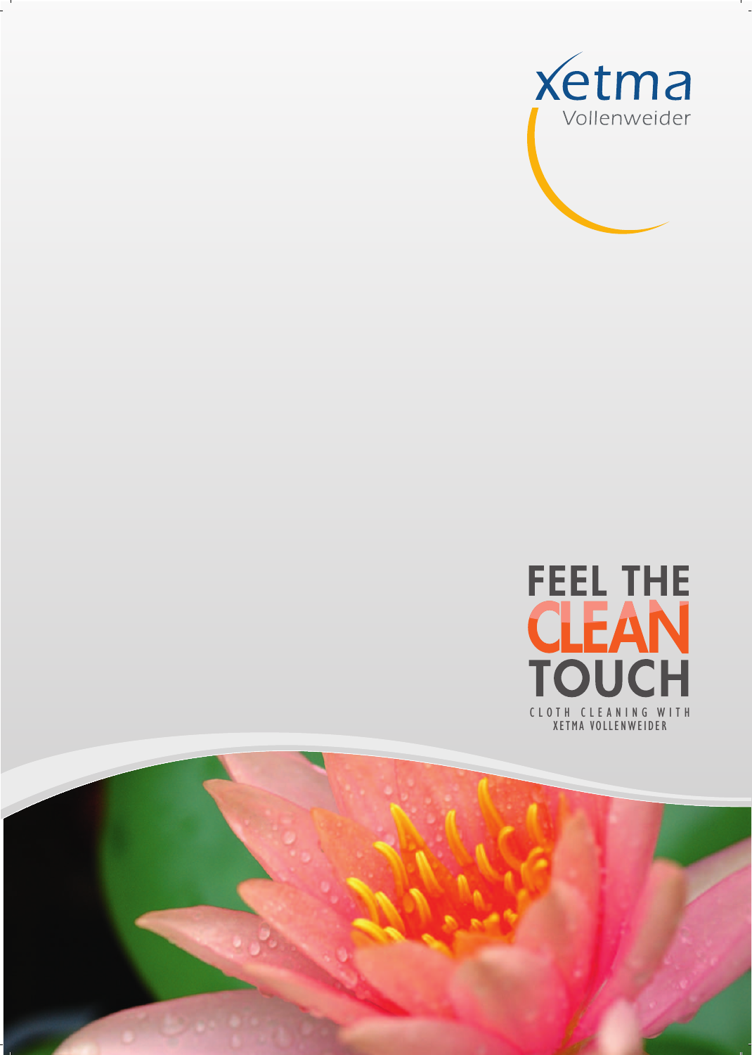xetma

Vollenweider

# FEEL THE CLEAN TOUCH

CLOTH CLEANING WITH XETMA VOLLENWEIDER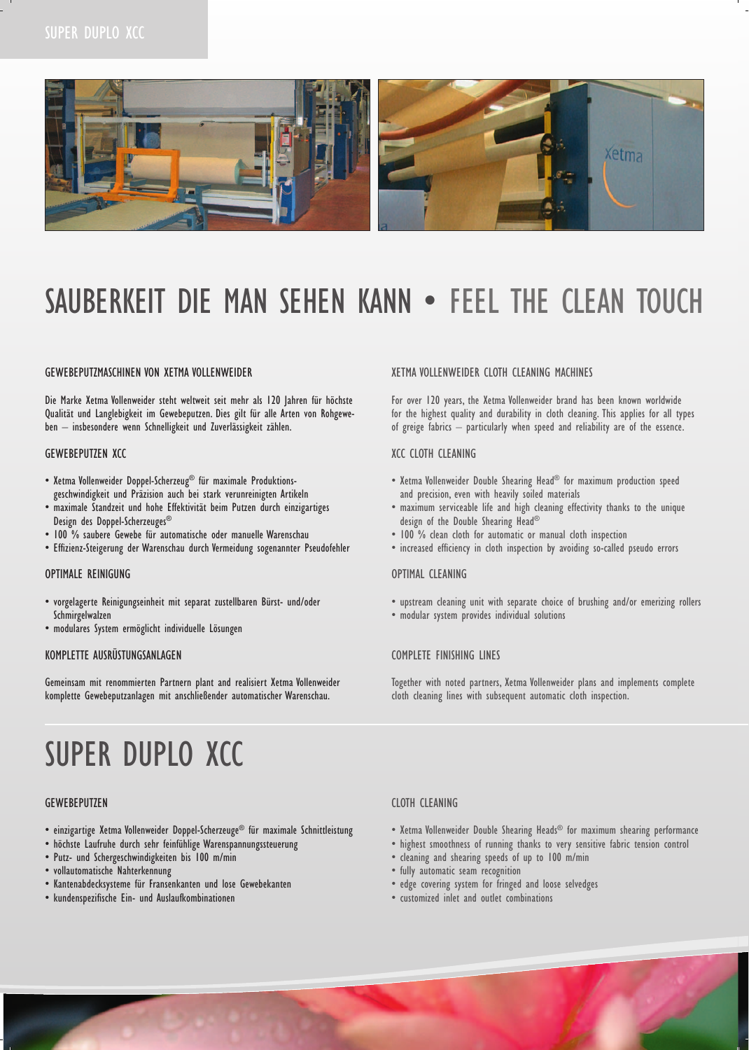# SAUBERKEIT DIE MAN SEHEN KANN • FEEL THE CLEAN TOUCH

### GEWEBEPUTZMASCHINEN VON XETMA VOLLENWEIDER

Die Marke Xetma Vollenweider steht weltweit seit mehr als 120 Jahren für höchste Qualität und Langlebigkeit im Gewebeputzen. Dies gilt für alle Arten von Rohgeweben – insbesondere wenn Schnelligkeit und Zuverlässigkeit zählen.

### GEWEBEPUTZEN XCC

- Xetma Vollenweider Doppel-Scherzeug® für maximale Produktionsgeschwindigkeit und Präzision auch bei stark verunreinigten Artikeln
- maximale Standzeit und hohe Effektivität beim Putzen durch einzigartiges Design des Doppel-Scherzeuges®
- 100 % saubere Gewebe für automatische oder manuelle Warenschau
- Effizienz-Steigerung der Warenschau durch Vermeidung sogenannter Pseudofehler

### OPTIMALE REINIGUNG

- vorgelagerte Reinigungseinheit mit separat zustellbaren Bürst- und/oder Schmirgelwalzen
- modulares System ermöglicht individuelle Lösungen

### KOMPLETTE AUSRÜSTUNGSANLAGEN

Gemeinsam mit renommierten Partnern plant and realisiert Xetma Vollenweider komplette Gewebeputzanlagen mit anschließender automatischer Warenschau.

### XETMA VOLLENWEIDER CLOTH CLEANING MACHINES

For over 120 years, the Xetma Vollenweider brand has been known worldwide for the highest quality and durability in cloth cleaning. This applies for all types of greige fabrics – particularly when speed and reliability are of the essence.

### XCC CLOTH CLEANING

- Xetma Vollenweider Double Shearing Head® for maximum production speed and precision, even with heavily soiled materials
- maximum serviceable life and high cleaning effectivity thanks to the unique design of the Double Shearing Head®
- 100 % clean cloth for automatic or manual cloth inspection
- increased efficiency in cloth inspection by avoiding so-called pseudo errors

### OPTIMAL CLEANING

- upstream cleaning unit with separate choice of brushing and/or emerizing rollers
- modular system provides individual solutions

### COMPLETE FINISHING LINES

Together with noted partners, Xetma Vollenweider plans and implements complete cloth cleaning lines with subsequent automatic cloth inspection.

# SUPER DUPLO XCC

### GEWEBEPUTZEN

- einzigartige Xetma Vollenweider Doppel-Scherzeuge® für maximale Schnittleistung
- höchste Laufruhe durch sehr feinfühlige Warenspannungssteuerung
- Putz- und Schergeschwindigkeiten bis 100 m/min
- vollautomatische Nahterkennung
- Kantenabdecksysteme für Fransenkanten und lose Gewebekanten
- kundenspezifische Ein- und Auslaufkombinationen

### CLOTH CLEANING

- Xetma Vollenweider Double Shearing Heads® for maximum shearing performance
- highest smoothness of running thanks to very sensitive fabric tension control
- cleaning and shearing speeds of up to 100 m/min
- fully automatic seam recognition
- edge covering system for fringed and loose selvedges
- customized inlet and outlet combinations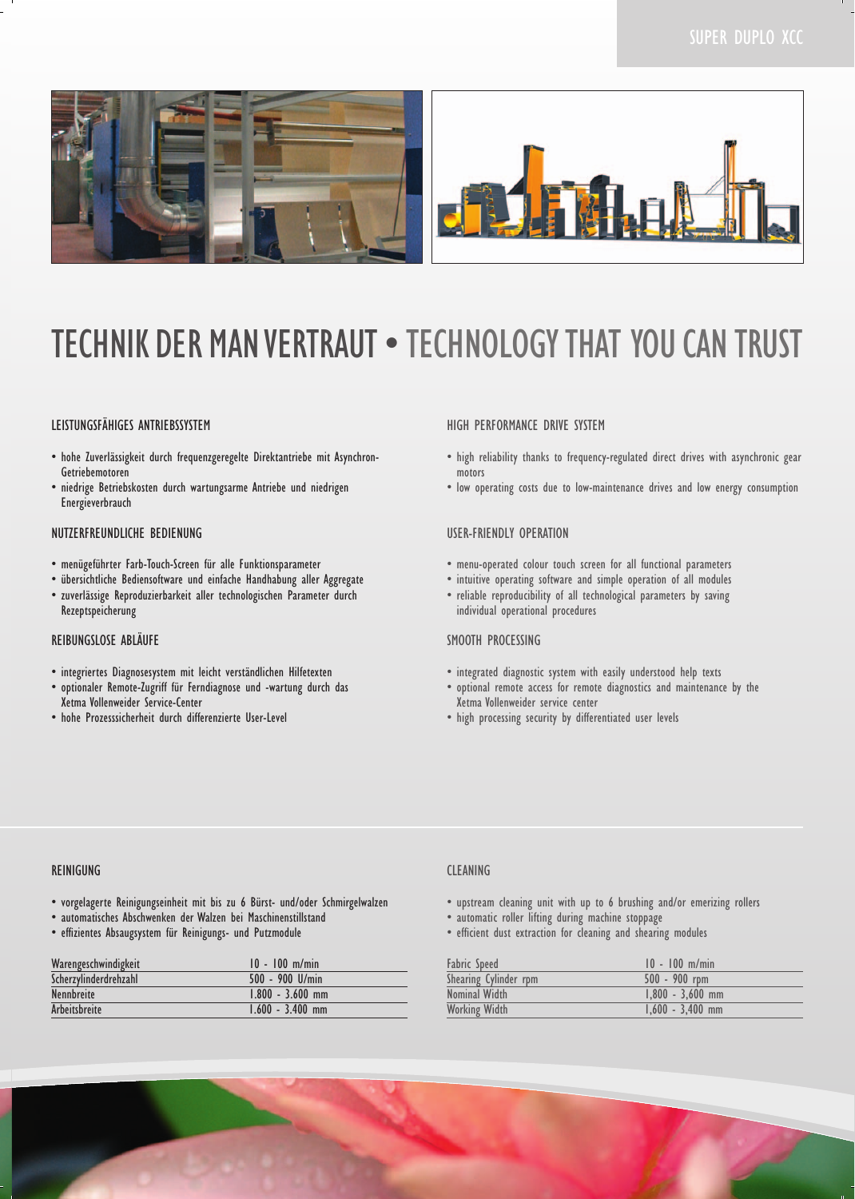# TECHNIK DER MAN VERTRAUT • TECHNOLOGY THAT YOU CAN TRUST

## LEISTUNGSFÄHIGES ANTRIEBSSYSTEM

- hohe Zuverlässigkeit durch frequenzgeregelte Direktantriebe mit Asynchron-Getriebemotoren
- niedrige Betriebskosten durch wartungsarme Antriebe und niedrigen Energieverbrauch

## NUTZERFREUNDLICHE BEDIENUNG

- menügeführter Farb-Touch-Screen für alle Funktionsparameter
- übersichtliche Bediensoftware und einfache Handhabung aller Aggregate
- zuverlässige Reproduzierbarkeit aller technologischen Parameter durch Rezeptspeicherung

## REIBUNGSLOSE ABLÄUFE

- integriertes Diagnosesystem mit leicht verständlichen Hilfetexten
- optionaler Remote-Zugriff für Ferndiagnose und -wartung durch das Xetma Vollenweider Service-Center
- hohe Prozesssicherheit durch differenzierte User-Level

## HIGH PERFORMANCE DRIVE SYSTEM

- high reliability thanks to frequency-regulated direct drives with asynchronic gear motors
- low operating costs due to low-maintenance drives and low energy consumption

## USER-FRIENDLY OPERATION

- menu-operated colour touch screen for all functional parameters
- intuitive operating software and simple operation of all modules
- reliable reproducibility of all technological parameters by saving individual operational procedures

## SMOOTH PROCESSING

- integrated diagnostic system with easily understood help texts
- optional remote access for remote diagnostics and maintenance by the Xetma Vollenweider service center
- high processing security by differentiated user levels

## REINIGUNG

- vorgelagerte Reinigungseinheit mit bis zu 6 Bürst- und/oder Schmirgelwalzen
- automatisches Abschwenken der Walzen bei Maschinenstillstand
- effizientes Absaugsystem für Reinigungs- und Putzmodule

| Warengeschwindigkeit | 10 - 100 m/min |
|---|---|
| Scherzylinderdrehzahl | 500 - 900 U/min |
| Nennbreite | 1.800 - 3.600 mm |
| Arbeitsbreite | 1.600 - 3.400 mm |

## CLEANING

- upstream cleaning unit with up to 6 brushing and/or emerizing rollers
- automatic roller lifting during machine stoppage
- efficient dust extraction for cleaning and shearing modules

| Fabric Speed | 10 - 100 m/min |
|---|---|
| Shearing Cylinder rpm | 500 - 900 rpm |
| Nominal Width | 1,800 - 3,600 mm |
| Working Width | 1,600 - 3,400 mm |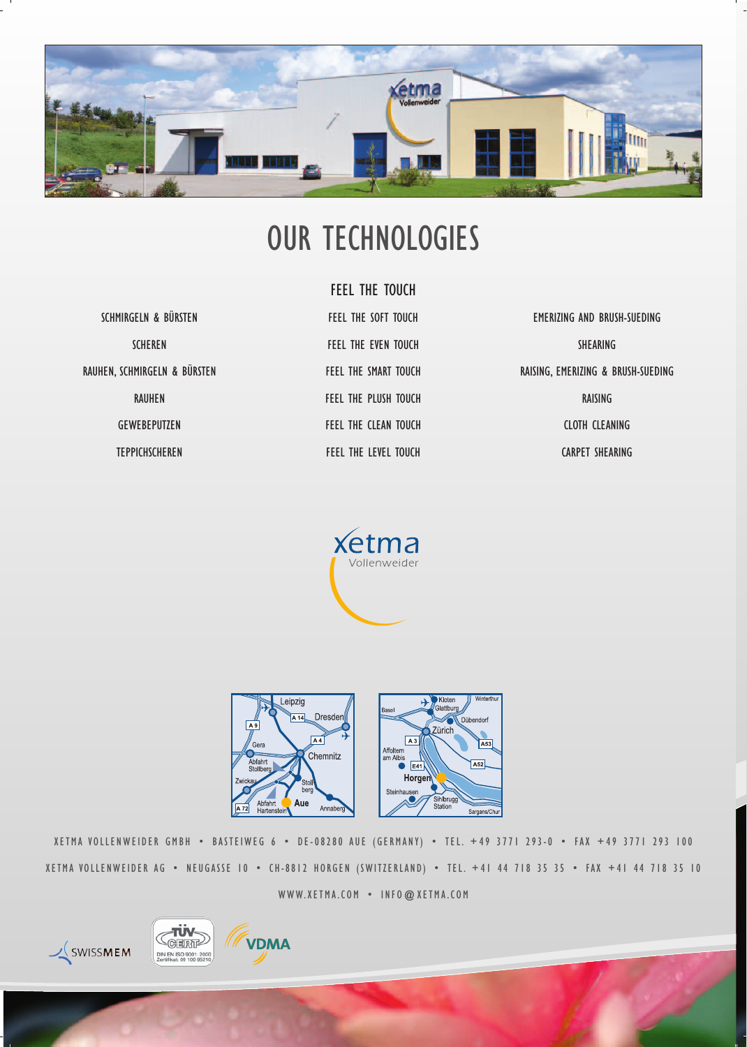# OUR TECHNOLOGIES

| SCHMIRGELN & BÜRSTEN | FEEL THE TOUCH | EMERIZING AND BRUSH-SUEDING |
|---|---|---|
| SCHMIRGELN & BÜRSTEN | FEEL THE SOFT TOUCH | EMERIZING AND BRUSH-SUEDING |
| SCHEREN | FEEL THE EVEN TOUCH | SHEARING |
| RAUHEN, SCHMIRGELN & BÜRSTEN | FEEL THE SMART TOUCH | RAISING, EMERIZING & BRUSH-SUEDING |
| RAUHEN | FEEL THE PLUSH TOUCH | RAISING |
| GEWEBEPUTZEN | FEEL THE CLEAN TOUCH | CLOTH CLEANING |
| TEPPICHSCHEREN | FEEL THE LEVEL TOUCH | CARPET SHEARING |

xetma Vollenweider

Leipzig
A 14
Dresden
A 9
A 4
Gera
Chemnitz
Abfahrt Stollberg
Zwickau
Stollberg
Abfahrt Hartenstein
Aue
Annaberg
A 72

Basel
Kloten
Glattburg
Winterthur
Dübendorf
Zürich
A 3
A53
Affoltern am Albis
E41
A52
Horgen
Steinhausen
Sihlbrugg Station
Sargans/Chur

XETMA VOLLENWEIDER GMBH • BASTEIWEG 6 • DE-08280 AUE (GERMANY) • TEL. +49 3771 293-0 • FAX +49 3771 293 100

XETMA VOLLENWEIDER AG • NEUGASSE 10 • CH-8812 HORGEN (SWITZERLAND) • TEL. +41 44 718 35 35 • FAX +41 44 718 35 10

WWW.XETMA.COM • INFO@XETMA.COM

SWISSMEM

TÜV CERT DIN EN ISO 9001: 2000 Zertifikat: 09 100 95210

VDMA